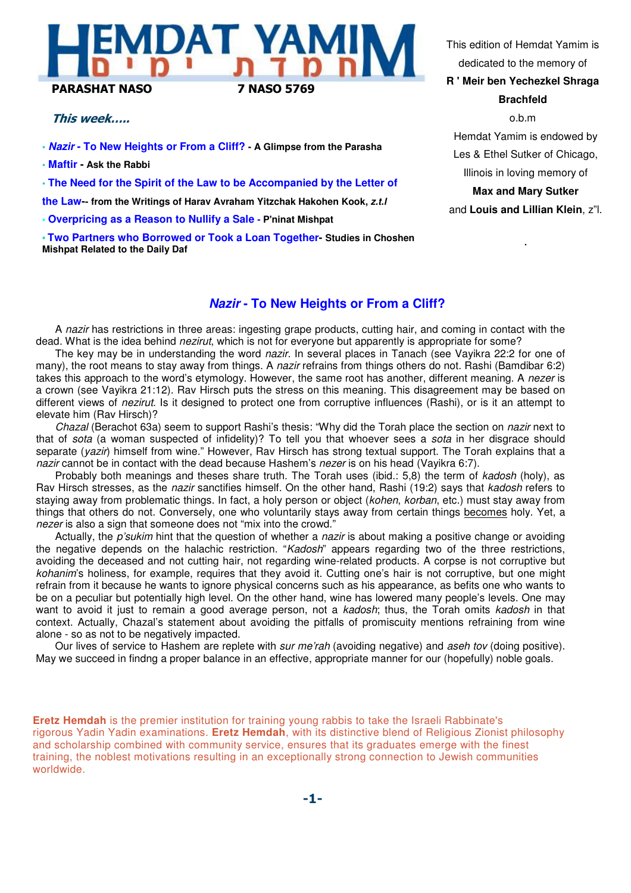# HEMDAT YAMIM
# חמדת ימים

**PARASHAT NASO** **7 NASO 5769**

***This week.....***

- ***Nazir* - To New Heights or From a Cliff?** - **A Glimpse from the Parasha**
- **Maftir** - **Ask the Rabbi**
- **The Need for the Spirit of the Law to be Accompanied by the Letter of the Law**-- **from the Writings of Harav Avraham Yitzchak Hakohen Kook, *z.t.l***
- **Overpricing as a Reason to Nullify a Sale** - **P'ninat Mishpat**
- **Two Partners who Borrowed or Took a Loan Together**- **Studies in Choshen Mishpat Related to the Daily Daf**

This edition of Hemdat Yamim is dedicated to the memory of **R ' Meir ben Yechezkel Shraga Brachfeld** o.b.m

Hemdat Yamim is endowed by Les & Ethel Sutker of Chicago, Illinois in loving memory of **Max and Mary Sutker** and **Louis and Lillian Klein**, z"l.

## *Nazir* - To New Heights or From a Cliff?

A *nazir* has restrictions in three areas: ingesting grape products, cutting hair, and coming in contact with the dead. What is the idea behind *nezirut*, which is not for everyone but apparently is appropriate for some?

The key may be in understanding the word *nazir*. In several places in Tanach (see Vayikra 22:2 for one of many), the root means to stay away from things. A *nazir* refrains from things others do not. Rashi (Bamdibar 6:2) takes this approach to the word's etymology. However, the same root has another, different meaning. A *nezer* is a crown (see Vayikra 21:12). Rav Hirsch puts the stress on this meaning. This disagreement may be based on different views of *nezirut*. Is it designed to protect one from corruptive influences (Rashi), or is it an attempt to elevate him (Rav Hirsch)?

*Chazal* (Berachot 63a) seem to support Rashi's thesis: "Why did the Torah place the section on *nazir* next to that of *sota* (a woman suspected of infidelity)? To tell you that whoever sees a *sota* in her disgrace should separate (*yazir*) himself from wine." However, Rav Hirsch has strong textual support. The Torah explains that a *nazir* cannot be in contact with the dead because Hashem's *nezer* is on his head (Vayikra 6:7).

Probably both meanings and theses share truth. The Torah uses (ibid.: 5,8) the term of *kadosh* (holy), as Rav Hirsch stresses, as the *nazir* sanctifies himself. On the other hand, Rashi (19:2) says that *kadosh* refers to staying away from problematic things. In fact, a holy person or object (*kohen*, *korban*, etc.) must stay away from things that others do not. Conversely, one who voluntarily stays away from certain things <u>becomes</u> holy. Yet, a *nezer* is also a sign that someone does not "mix into the crowd."

Actually, the *p'sukim* hint that the question of whether a *nazir* is about making a positive change or avoiding the negative depends on the halachic restriction. "*Kadosh*" appears regarding two of the three restrictions, avoiding the deceased and not cutting hair, not regarding wine-related products. A corpse is not corruptive but *kohanim*'s holiness, for example, requires that they avoid it. Cutting one's hair is not corruptive, but one might refrain from it because he wants to ignore physical concerns such as his appearance, as befits one who wants to be on a peculiar but potentially high level. On the other hand, wine has lowered many people's levels. One may want to avoid it just to remain a good average person, not a *kadosh*; thus, the Torah omits *kadosh* in that context. Actually, Chazal's statement about avoiding the pitfalls of promiscuity mentions refraining from wine alone - so as not to be negatively impacted.

Our lives of service to Hashem are replete with *sur me'rah* (avoiding negative) and *aseh tov* (doing positive). May we succeed in findng a proper balance in an effective, appropriate manner for our (hopefully) noble goals.

**Eretz Hemdah** is the premier institution for training young rabbis to take the Israeli Rabbinate's rigorous Yadin Yadin examinations. **Eretz Hemdah**, with its distinctive blend of Religious Zionist philosophy and scholarship combined with community service, ensures that its graduates emerge with the finest training, the noblest motivations resulting in an exceptionally strong connection to Jewish communities worldwide.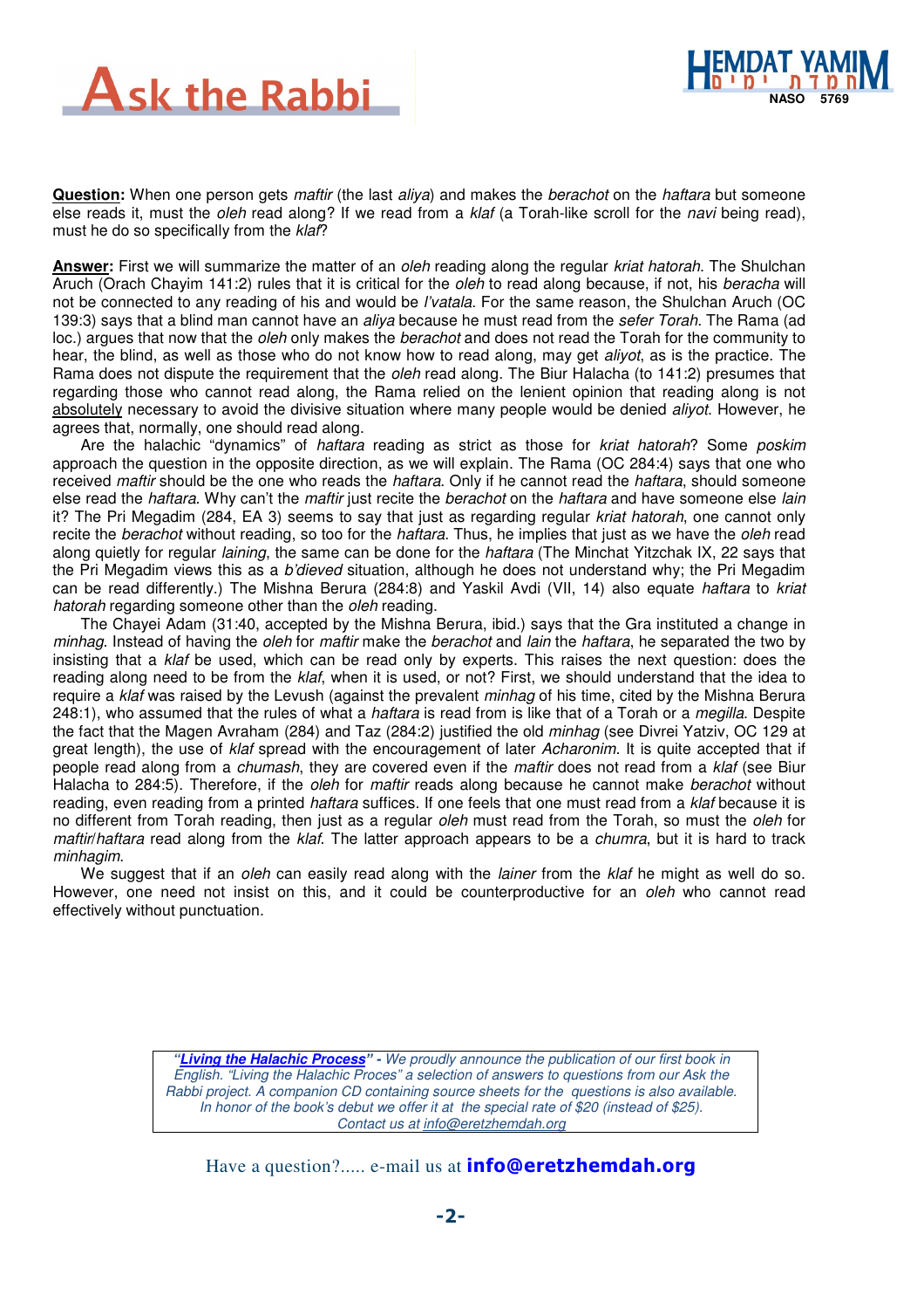# Ask the Rabbi

**Question:** When one person gets *maftir* (the last *aliya*) and makes the *berachot* on the *haftara* but someone else reads it, must the *oleh* read along? If we read from a *klaf* (a Torah-like scroll for the *navi* being read), must he do so specifically from the *klaf*?

**Answer**: First we will summarize the matter of an *oleh* reading along the regular *kriat hatorah*. The Shulchan Aruch (Orach Chayim 141:2) rules that it is critical for the *oleh* to read along because, if not, his *beracha* will not be connected to any reading of his and would be *l'vatala*. For the same reason, the Shulchan Aruch (OC 139:3) says that a blind man cannot have an *aliya* because he must read from the *sefer Torah*. The Rama (ad loc.) argues that now that the *oleh* only makes the *berachot* and does not read the Torah for the community to hear, the blind, as well as those who do not know how to read along, may get *aliyot*, as is the practice. The Rama does not dispute the requirement that the *oleh* read along. The Biur Halacha (to 141:2) presumes that regarding those who cannot read along, the Rama relied on the lenient opinion that reading along is not absolutely necessary to avoid the divisive situation where many people would be denied *aliyot*. However, he agrees that, normally, one should read along.

Are the halachic "dynamics" of *haftara* reading as strict as those for *kriat hatorah*? Some *poskim* approach the question in the opposite direction, as we will explain. The Rama (OC 284:4) says that one who received *maftir* should be the one who reads the *haftara*. Only if he cannot read the *haftara*, should someone else read the *haftara*. Why can't the *maftir* just recite the *berachot* on the *haftara* and have someone else *lain* it? The Pri Megadim (284, EA 3) seems to say that just as regarding regular *kriat hatorah*, one cannot only recite the *berachot* without reading, so too for the *haftara*. Thus, he implies that just as we have the *oleh* read along quietly for regular *laining*, the same can be done for the *haftara* (The Minchat Yitzchak IX, 22 says that the Pri Megadim views this as a *b'dieved* situation, although he does not understand why; the Pri Megadim can be read differently.) The Mishna Berura (284:8) and Yaskil Avdi (VII, 14) also equate *haftara* to *kriat hatorah* regarding someone other than the *oleh* reading.

The Chayei Adam (31:40, accepted by the Mishna Berura, ibid.) says that the Gra instituted a change in *minhag*. Instead of having the *oleh* for *maftir* make the *berachot* and *lain* the *haftara*, he separated the two by insisting that a *klaf* be used, which can be read only by experts. This raises the next question: does the reading along need to be from the *klaf*, when it is used, or not? First, we should understand that the idea to require a *klaf* was raised by the Levush (against the prevalent *minhag* of his time, cited by the Mishna Berura 248:1), who assumed that the rules of what a *haftara* is read from is like that of a Torah or a *megilla*. Despite the fact that the Magen Avraham (284) and Taz (284:2) justified the old *minhag* (see Divrei Yatziv, OC 129 at great length), the use of *klaf* spread with the encouragement of later *Acharonim*. It is quite accepted that if people read along from a *chumash*, they are covered even if the *maftir* does not read from a *klaf* (see Biur Halacha to 284:5). Therefore, if the *oleh* for *maftir* reads along because he cannot make *berachot* without reading, even reading from a printed *haftara* suffices. If one feels that one must read from a *klaf* because it is no different from Torah reading, then just as a regular *oleh* must read from the Torah, so must the *oleh* for *maftir*/*haftara* read along from the *klaf*. The latter approach appears to be a *chumra*, but it is hard to track *minhagim*.

We suggest that if an *oleh* can easily read along with the *lainer* from the *klaf* he might as well do so. However, one need not insist on this, and it could be counterproductive for an *oleh* who cannot read effectively without punctuation.

---

*"**Living the Halachic Process**" - We proudly announce the publication of our first book in English. "Living the Halachic Proces" a selection of answers to questions from our Ask the Rabbi project. A companion CD containing source sheets for the questions is also available. In honor of the book's debut we offer it at the special rate of $20 (instead of $25). Contact us at info@eretzhemdah.org*

Have a question?..... e-mail us at **info@eretzhemdah.org**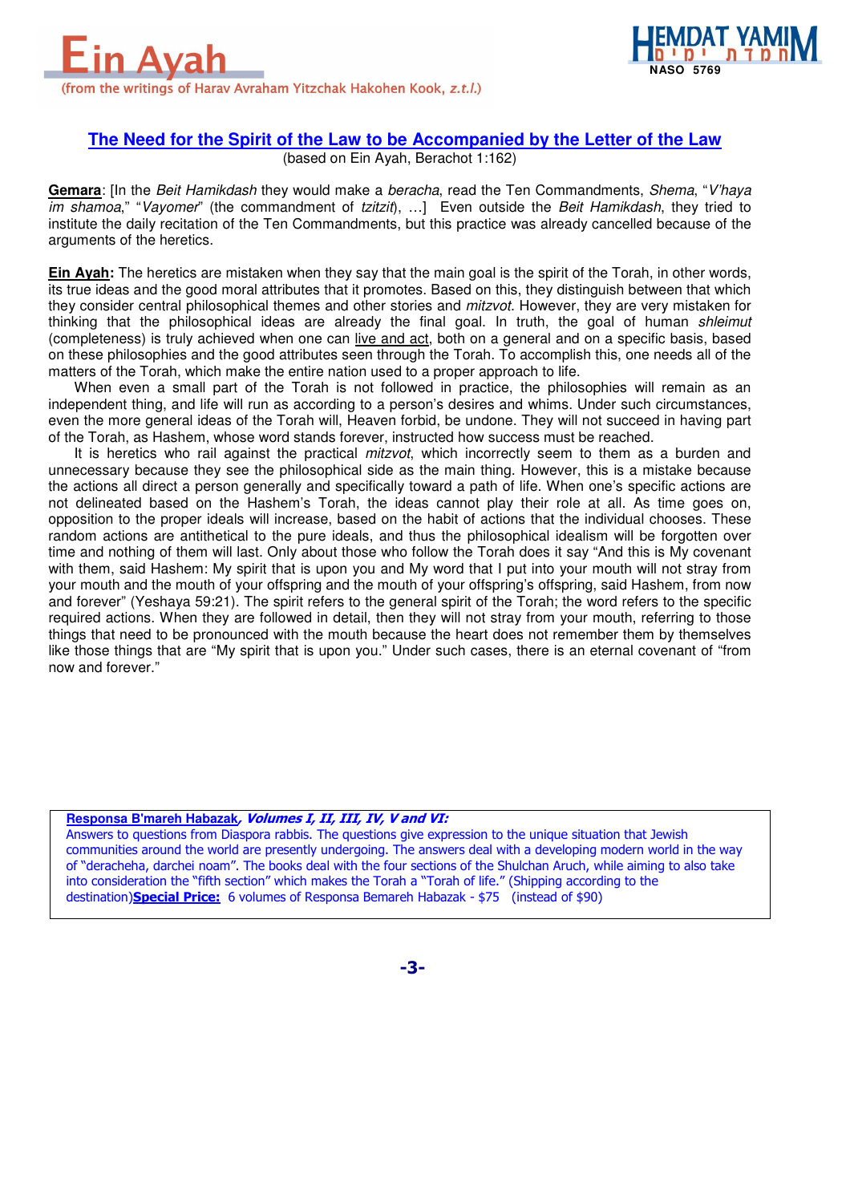# Ein Ayah

(from the writings of Harav Avraham Yitzchak Hakohen Kook, *z.t.l.*)

## The Need for the Spirit of the Law to be Accompanied by the Letter of the Law

(based on Ein Ayah, Berachot 1:162)

**Gemara**: [In the *Beit Hamikdash* they would make a *beracha*, read the Ten Commandments, *Shema*, "*V'haya im shamoa*," "*Vayomer*" (the commandment of *tzitzit*), …] Even outside the *Beit Hamikdash*, they tried to institute the daily recitation of the Ten Commandments, but this practice was already cancelled because of the arguments of the heretics.

**Ein Ayah:** The heretics are mistaken when they say that the main goal is the spirit of the Torah, in other words, its true ideas and the good moral attributes that it promotes. Based on this, they distinguish between that which they consider central philosophical themes and other stories and *mitzvot*. However, they are very mistaken for thinking that the philosophical ideas are already the final goal. In truth, the goal of human *shleimut* (completeness) is truly achieved when one can live and act, both on a general and on a specific basis, based on these philosophies and the good attributes seen through the Torah. To accomplish this, one needs all of the matters of the Torah, which make the entire nation used to a proper approach to life.

When even a small part of the Torah is not followed in practice, the philosophies will remain as an independent thing, and life will run as according to a person's desires and whims. Under such circumstances, even the more general ideas of the Torah will, Heaven forbid, be undone. They will not succeed in having part of the Torah, as Hashem, whose word stands forever, instructed how success must be reached.

It is heretics who rail against the practical *mitzvot*, which incorrectly seem to them as a burden and unnecessary because they see the philosophical side as the main thing. However, this is a mistake because the actions all direct a person generally and specifically toward a path of life. When one's specific actions are not delineated based on the Hashem's Torah, the ideas cannot play their role at all. As time goes on, opposition to the proper ideals will increase, based on the habit of actions that the individual chooses. These random actions are antithetical to the pure ideals, and thus the philosophical idealism will be forgotten over time and nothing of them will last. Only about those who follow the Torah does it say "And this is My covenant with them, said Hashem: My spirit that is upon you and My word that I put into your mouth will not stray from your mouth and the mouth of your offspring and the mouth of your offspring's offspring, said Hashem, from now and forever" (Yeshaya 59:21). The spirit refers to the general spirit of the Torah; the word refers to the specific required actions. When they are followed in detail, then they will not stray from your mouth, referring to those things that need to be pronounced with the mouth because the heart does not remember them by themselves like those things that are "My spirit that is upon you." Under such cases, there is an eternal covenant of "from now and forever."

---

**Responsa B'mareh Habazak*, Volumes I, II, III, IV, V and VI:***
Answers to questions from Diaspora rabbis. The questions give expression to the unique situation that Jewish communities around the world are presently undergoing. The answers deal with a developing modern world in the way of "deracheha, darchei noam". The books deal with the four sections of the Shulchan Aruch, while aiming to also take into consideration the "fifth section" which makes the Torah a "Torah of life." (Shipping according to the destination)**Special Price:** 6 volumes of Responsa Bemareh Habazak - $75 (instead of $90)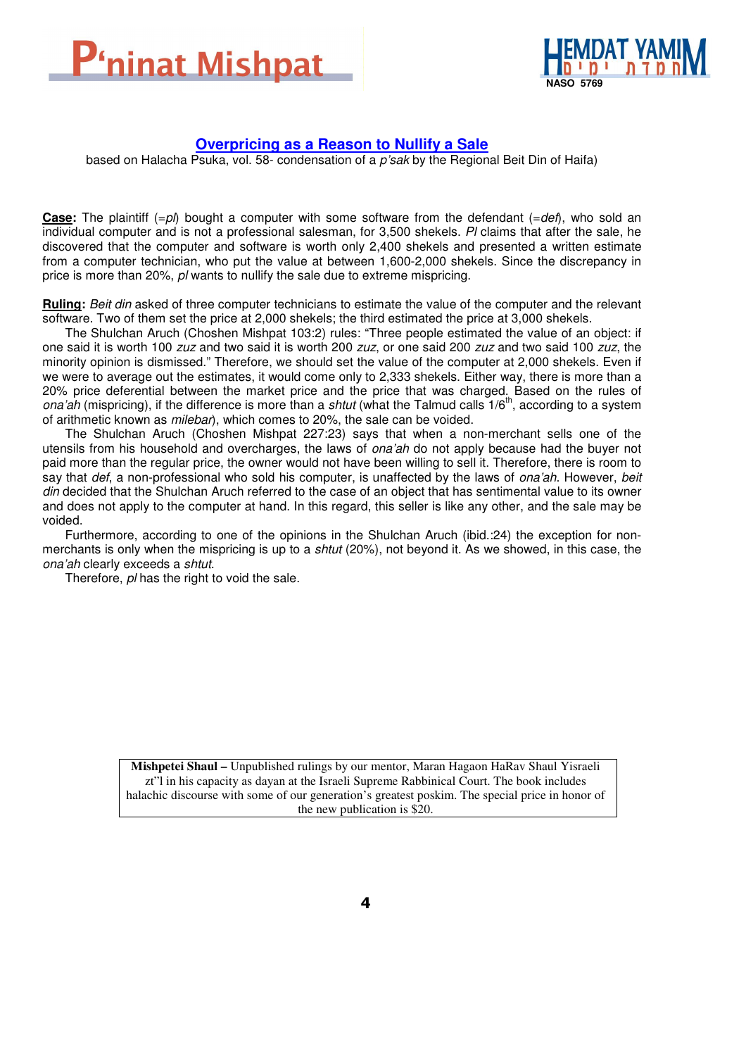## Overpricing as a Reason to Nullify a Sale

based on Halacha Psuka, vol. 58- condensation of a *p'sak* by the Regional Beit Din of Haifa)

**Case:** The plaintiff (=*pl*) bought a computer with some software from the defendant (=*def*), who sold an individual computer and is not a professional salesman, for 3,500 shekels. *Pl* claims that after the sale, he discovered that the computer and software is worth only 2,400 shekels and presented a written estimate from a computer technician, who put the value at between 1,600-2,000 shekels. Since the discrepancy in price is more than 20%, *pl* wants to nullify the sale due to extreme mispricing.

**Ruling:** *Beit din* asked of three computer technicians to estimate the value of the computer and the relevant software. Two of them set the price at 2,000 shekels; the third estimated the price at 3,000 shekels.

The Shulchan Aruch (Choshen Mishpat 103:2) rules: "Three people estimated the value of an object: if one said it is worth 100 *zuz* and two said it is worth 200 *zuz*, or one said 200 *zuz* and two said 100 *zuz*, the minority opinion is dismissed." Therefore, we should set the value of the computer at 2,000 shekels. Even if we were to average out the estimates, it would come only to 2,333 shekels. Either way, there is more than a 20% price deferential between the market price and the price that was charged. Based on the rules of *ona'ah* (mispricing), if the difference is more than a *shtut* (what the Talmud calls 1/6th, according to a system of arithmetic known as *milebar*), which comes to 20%, the sale can be voided.

The Shulchan Aruch (Choshen Mishpat 227:23) says that when a non-merchant sells one of the utensils from his household and overcharges, the laws of *ona'ah* do not apply because had the buyer not paid more than the regular price, the owner would not have been willing to sell it. Therefore, there is room to say that *def*, a non-professional who sold his computer, is unaffected by the laws of *ona'ah*. However, *beit din* decided that the Shulchan Aruch referred to the case of an object that has sentimental value to its owner and does not apply to the computer at hand. In this regard, this seller is like any other, and the sale may be voided.

Furthermore, according to one of the opinions in the Shulchan Aruch (ibid.:24) the exception for non-merchants is only when the mispricing is up to a *shtut* (20%), not beyond it. As we showed, in this case, the *ona'ah* clearly exceeds a *shtut*.

Therefore, *pl* has the right to void the sale.

---

**Mishpetei Shaul –** Unpublished rulings by our mentor, Maran Hagaon HaRav Shaul Yisraeli zt"l in his capacity as dayan at the Israeli Supreme Rabbinical Court. The book includes halachic discourse with some of our generation's greatest poskim. The special price in honor of the new publication is $20.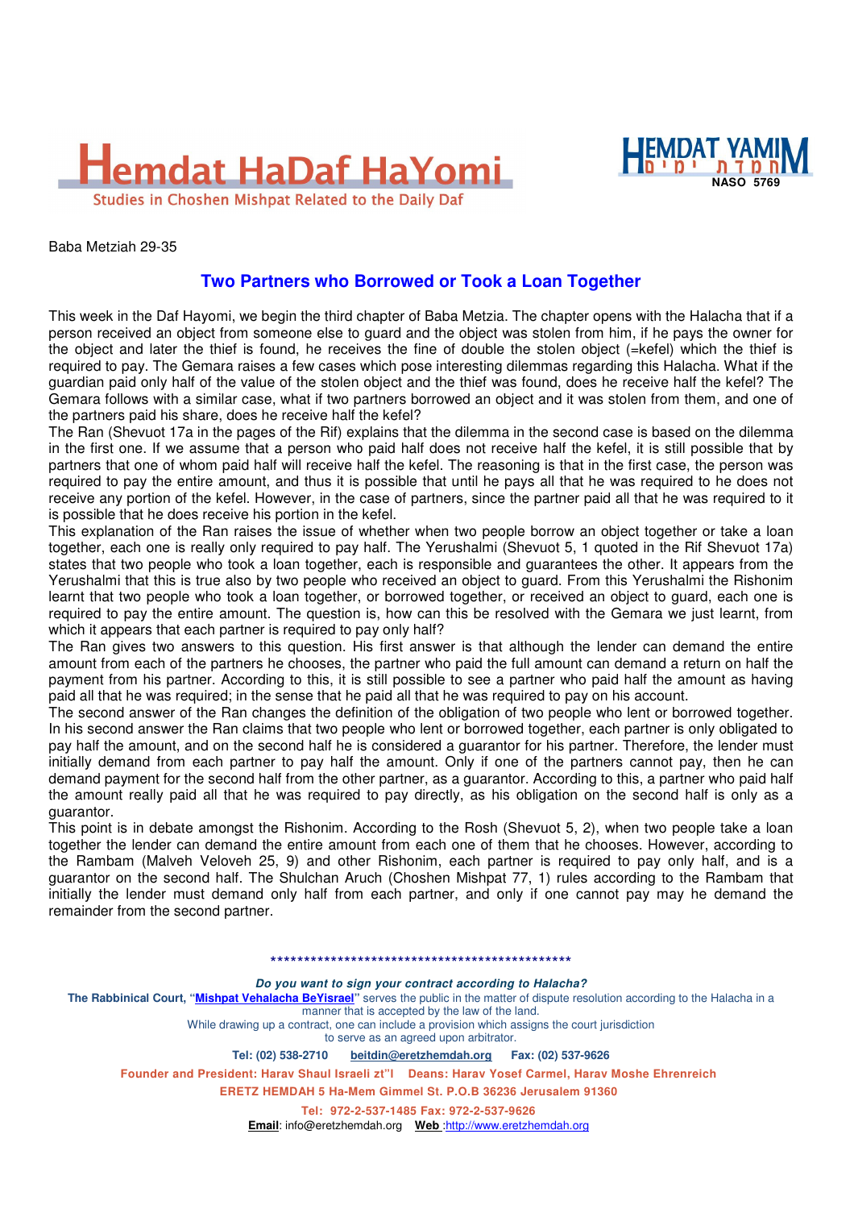# Hemdat HaDaf HaYomi

Studies in Choshen Mishpat Related to the Daily Daf

HEMDAT YAMIM
חמדת ימים
NASO 5769

Baba Metziah 29-35

## Two Partners who Borrowed or Took a Loan Together

This week in the Daf Hayomi, we begin the third chapter of Baba Metzia. The chapter opens with the Halacha that if a person received an object from someone else to guard and the object was stolen from him, if he pays the owner for the object and later the thief is found, he receives the fine of double the stolen object (=kefel) which the thief is required to pay. The Gemara raises a few cases which pose interesting dilemmas regarding this Halacha. What if the guardian paid only half of the value of the stolen object and the thief was found, does he receive half the kefel? The Gemara follows with a similar case, what if two partners borrowed an object and it was stolen from them, and one of the partners paid his share, does he receive half the kefel?

The Ran (Shevuot 17a in the pages of the Rif) explains that the dilemma in the second case is based on the dilemma in the first one. If we assume that a person who paid half does not receive half the kefel, it is still possible that by partners that one of whom paid half will receive half the kefel. The reasoning is that in the first case, the person was required to pay the entire amount, and thus it is possible that until he pays all that he was required to he does not receive any portion of the kefel. However, in the case of partners, since the partner paid all that he was required to it is possible that he does receive his portion in the kefel.

This explanation of the Ran raises the issue of whether when two people borrow an object together or take a loan together, each one is really only required to pay half. The Yerushalmi (Shevuot 5, 1 quoted in the Rif Shevuot 17a) states that two people who took a loan together, each is responsible and guarantees the other. It appears from the Yerushalmi that this is true also by two people who received an object to guard. From this Yerushalmi the Rishonim learnt that two people who took a loan together, or borrowed together, or received an object to guard, each one is required to pay the entire amount. The question is, how can this be resolved with the Gemara we just learnt, from which it appears that each partner is required to pay only half?

The Ran gives two answers to this question. His first answer is that although the lender can demand the entire amount from each of the partners he chooses, the partner who paid the full amount can demand a return on half the payment from his partner. According to this, it is still possible to see a partner who paid half the amount as having paid all that he was required; in the sense that he paid all that he was required to pay on his account.

The second answer of the Ran changes the definition of the obligation of two people who lent or borrowed together. In his second answer the Ran claims that two people who lent or borrowed together, each partner is only obligated to pay half the amount, and on the second half he is considered a guarantor for his partner. Therefore, the lender must initially demand from each partner to pay half the amount. Only if one of the partners cannot pay, then he can demand payment for the second half from the other partner, as a guarantor. According to this, a partner who paid half the amount really paid all that he was required to pay directly, as his obligation on the second half is only as a guarantor.

This point is in debate amongst the Rishonim. According to the Rosh (Shevuot 5, 2), when two people take a loan together the lender can demand the entire amount from each one of them that he chooses. However, according to the Rambam (Malveh Veloveh 25, 9) and other Rishonim, each partner is required to pay only half, and is a guarantor on the second half. The Shulchan Aruch (Choshen Mishpat 77, 1) rules according to the Rambam that initially the lender must demand only half from each partner, and only if one cannot pay may he demand the remainder from the second partner.

***********************************************

***Do you want to sign your contract according to Halacha?***

**The Rabbinical Court, "Mishpat Vehalacha BeYisrael"** serves the public in the matter of dispute resolution according to the Halacha in a manner that is accepted by the law of the land.
While drawing up a contract, one can include a provision which assigns the court jurisdiction to serve as an agreed upon arbitrator.

**Tel: (02) 538-2710 beitdin@eretzhemdah.org Fax: (02) 537-9626**

**Founder and President: Harav Shaul Israeli zt"l Deans: Harav Yosef Carmel, Harav Moshe Ehrenreich**

**ERETZ HEMDAH 5 Ha-Mem Gimmel St. P.O.B 36236 Jerusalem 91360**

**Tel: 972-2-537-1485 Fax: 972-2-537-9626**

**Email**: info@eretzhemdah.org **Web** :http://www.eretzhemdah.org